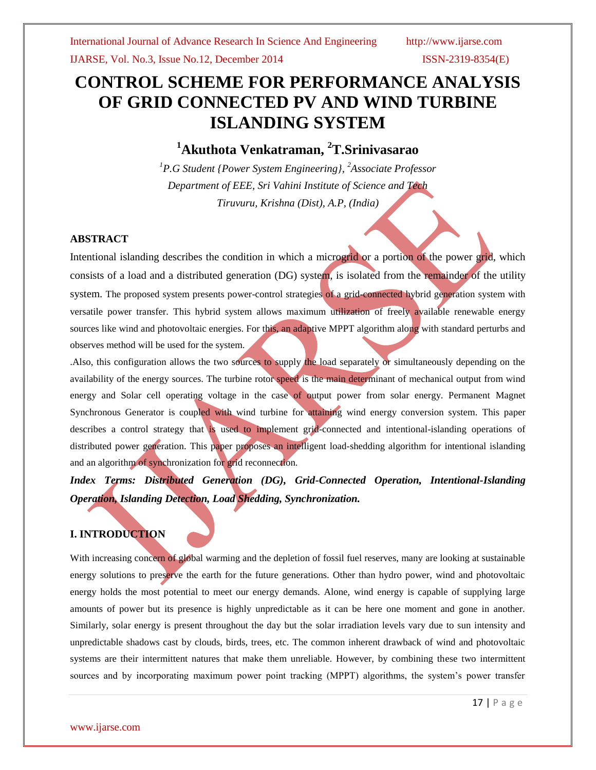# CONTROL SCHEME FOR PERFORMANCE ANALYSIS OF GRID CONNECTED PV AND WIND TURBINE ISLANDING SYSTEM

**[1]Akuthota Venkatraman, [2]T.Srinivasarao**

*[1]P.G Student {Power System Engineering}, [2]Associate Professor*
*Department of EEE, Sri Vahini Institute of Science and Tech*
*Tiruvuru, Krishna (Dist), A.P, (India)*

## ABSTRACT

Intentional islanding describes the condition in which a microgrid or a portion of the power grid, which consists of a load and a distributed generation (DG) system, is isolated from the remainder of the utility system. The proposed system presents power-control strategies of a grid-connected hybrid generation system with versatile power transfer. This hybrid system allows maximum utilization of freely available renewable energy sources like wind and photovoltaic energies. For this, an adaptive MPPT algorithm along with standard perturbs and observes method will be used for the system.

.Also, this configuration allows the two sources to supply the load separately or simultaneously depending on the availability of the energy sources. The turbine rotor speed is the main determinant of mechanical output from wind energy and Solar cell operating voltage in the case of output power from solar energy. Permanent Magnet Synchronous Generator is coupled with wind turbine for attaining wind energy conversion system. This paper describes a control strategy that is used to implement grid-connected and intentional-islanding operations of distributed power generation. This paper proposes an intelligent load-shedding algorithm for intentional islanding and an algorithm of synchronization for grid reconnection.

***Index Terms: Distributed Generation (DG), Grid-Connected Operation, Intentional-Islanding Operation, Islanding Detection, Load Shedding, Synchronization.***

## I. INTRODUCTION

With increasing concern of global warming and the depletion of fossil fuel reserves, many are looking at sustainable energy solutions to preserve the earth for the future generations. Other than hydro power, wind and photovoltaic energy holds the most potential to meet our energy demands. Alone, wind energy is capable of supplying large amounts of power but its presence is highly unpredictable as it can be here one moment and gone in another. Similarly, solar energy is present throughout the day but the solar irradiation levels vary due to sun intensity and unpredictable shadows cast by clouds, birds, trees, etc. The common inherent drawback of wind and photovoltaic systems are their intermittent natures that make them unreliable. However, by combining these two intermittent sources and by incorporating maximum power point tracking (MPPT) algorithms, the system's power transfer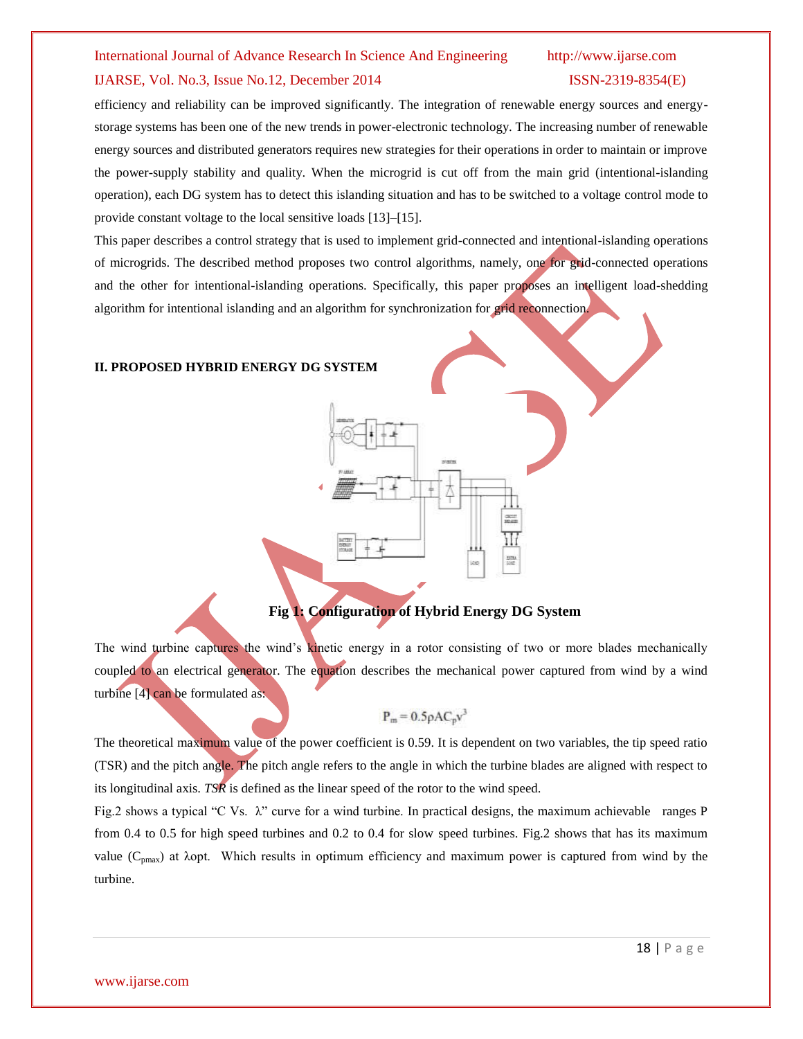efficiency and reliability can be improved significantly. The integration of renewable energy sources and energy-storage systems has been one of the new trends in power-electronic technology. The increasing number of renewable energy sources and distributed generators requires new strategies for their operations in order to maintain or improve the power-supply stability and quality. When the microgrid is cut off from the main grid (intentional-islanding operation), each DG system has to detect this islanding situation and has to be switched to a voltage control mode to provide constant voltage to the local sensitive loads [13]–[15].

This paper describes a control strategy that is used to implement grid-connected and intentional-islanding operations of microgrids. The described method proposes two control algorithms, namely, one for grid-connected operations and the other for intentional-islanding operations. Specifically, this paper proposes an intelligent load-shedding algorithm for intentional islanding and an algorithm for synchronization for grid reconnection.

## II. PROPOSED HYBRID ENERGY DG SYSTEM

**Fig 1: Configuration of Hybrid Energy DG System**

The wind turbine captures the wind's kinetic energy in a rotor consisting of two or more blades mechanically coupled to an electrical generator. The equation describes the mechanical power captured from wind by a wind turbine [4] can be formulated as:

$$P_m = 0.5\rho A C_p v^3$$

The theoretical maximum value of the power coefficient is 0.59. It is dependent on two variables, the tip speed ratio (TSR) and the pitch angle. The pitch angle refers to the angle in which the turbine blades are aligned with respect to its longitudinal axis. *TSR* is defined as the linear speed of the rotor to the wind speed.

Fig.2 shows a typical "C Vs. λ" curve for a wind turbine. In practical designs, the maximum achievable ranges P from 0.4 to 0.5 for high speed turbines and 0.2 to 0.4 for slow speed turbines. Fig.2 shows that has its maximum value ($C_{pmax}$) at λopt. Which results in optimum efficiency and maximum power is captured from wind by the turbine.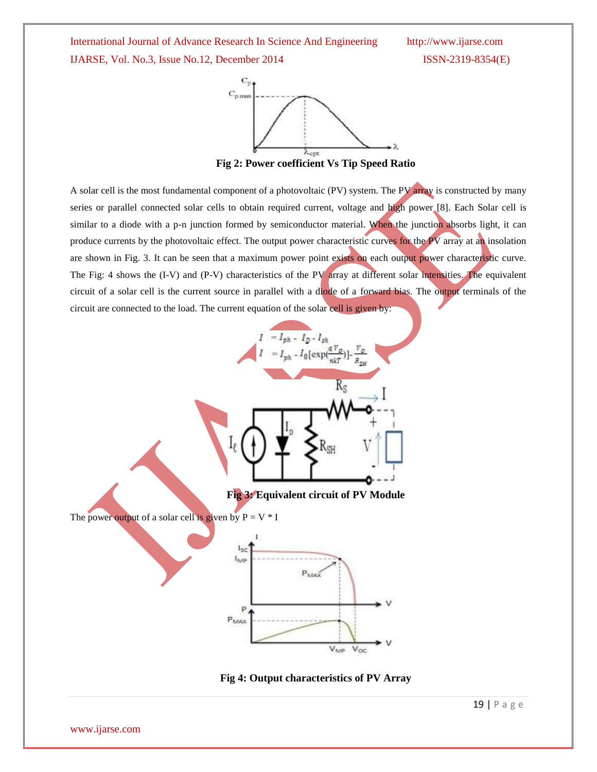Fig 2: Power coefficient Vs Tip Speed Ratio

A solar cell is the most fundamental component of a photovoltaic (PV) system. The PV array is constructed by many series or parallel connected solar cells to obtain required current, voltage and high power [8]. Each Solar cell is similar to a diode with a p-n junction formed by semiconductor material. When the junction absorbs light, it can produce currents by the photovoltaic effect. The output power characteristic curves for the PV array at an insolation are shown in Fig. 3. It can be seen that a maximum power point exists on each output power characteristic curve. The Fig: 4 shows the (I-V) and (P-V) characteristics of the PV array at different solar intensities. The equivalent circuit of a solar cell is the current source in parallel with a diode of a forward bias. The output terminals of the circuit are connected to the load. The current equation of the solar cell is given by:

$$I = I_{ph} - I_D - I_{sh}$$

$$I = I_{ph} - I_0[\exp(\frac{qV_D}{nkT})] - \frac{V_D}{R_{SH}}$$

Fig 3: Equivalent circuit of PV Module

The power output of a solar cell is given by P = V * I

Fig 4: Output characteristics of PV Array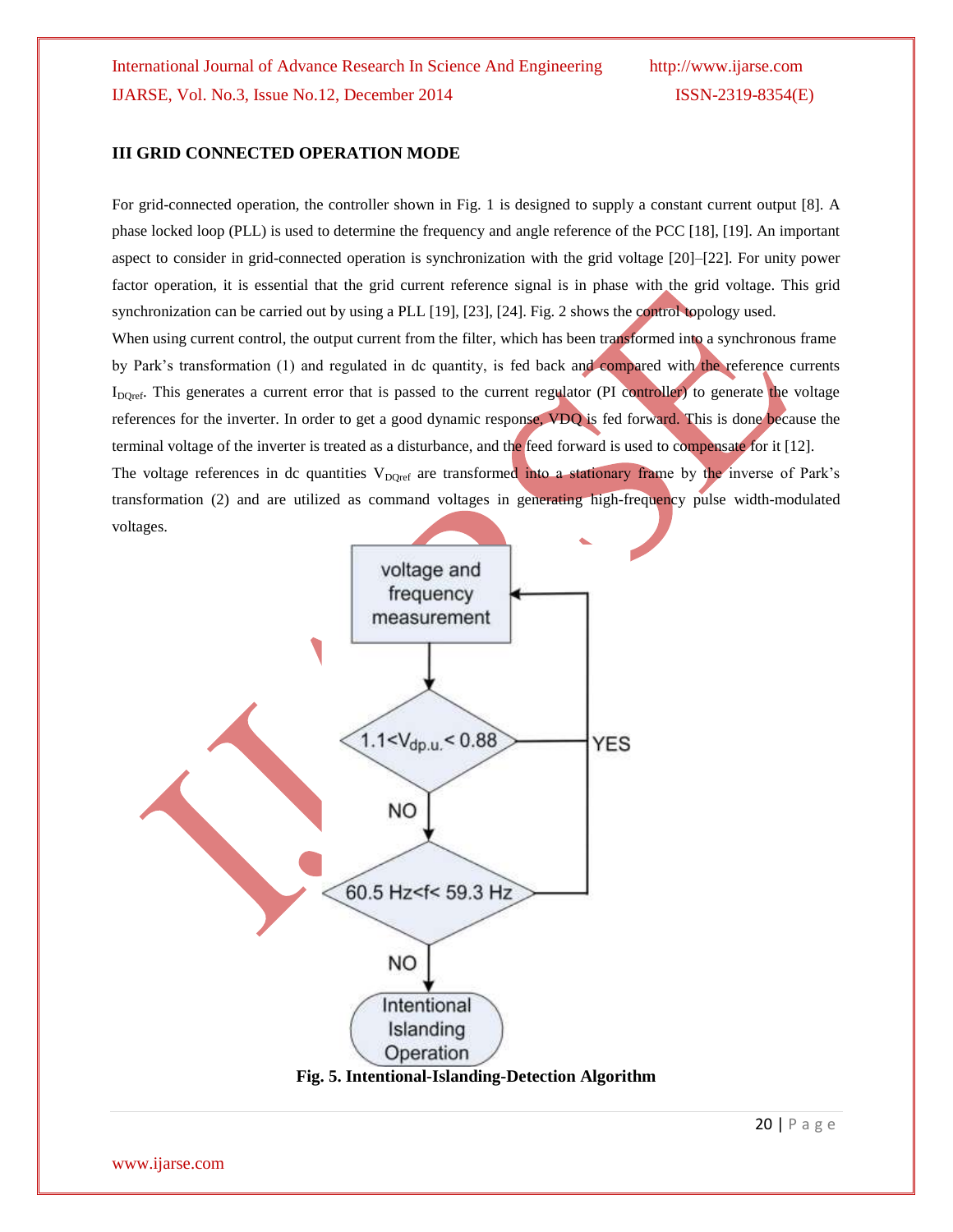### III GRID CONNECTED OPERATION MODE

For grid-connected operation, the controller shown in Fig. 1 is designed to supply a constant current output [8]. A phase locked loop (PLL) is used to determine the frequency and angle reference of the PCC [18], [19]. An important aspect to consider in grid-connected operation is synchronization with the grid voltage [20]–[22]. For unity power factor operation, it is essential that the grid current reference signal is in phase with the grid voltage. This grid synchronization can be carried out by using a PLL [19], [23], [24]. Fig. 2 shows the control topology used.

When using current control, the output current from the filter, which has been transformed into a synchronous frame by Park's transformation (1) and regulated in dc quantity, is fed back and compared with the reference currents $I_{DQref}$. This generates a current error that is passed to the current regulator (PI controller) to generate the voltage references for the inverter. In order to get a good dynamic response, VDQ is fed forward. This is done because the terminal voltage of the inverter is treated as a disturbance, and the feed forward is used to compensate for it [12].

The voltage references in dc quantities $V_{DQref}$ are transformed into a stationary frame by the inverse of Park's transformation (2) and are utilized as command voltages in generating high-frequency pulse width-modulated voltages.

```
voltage and frequency measurement  <---------------+
            |                                      |
   1.1 < V_dp.u. < 0.88  ---------- YES -----------+
            | NO                                   |
   60.5 Hz < f < 59.3 Hz ---------------------------+
            | NO
 Intentional Islanding Operation
```

**Fig. 5. Intentional-Islanding-Detection Algorithm**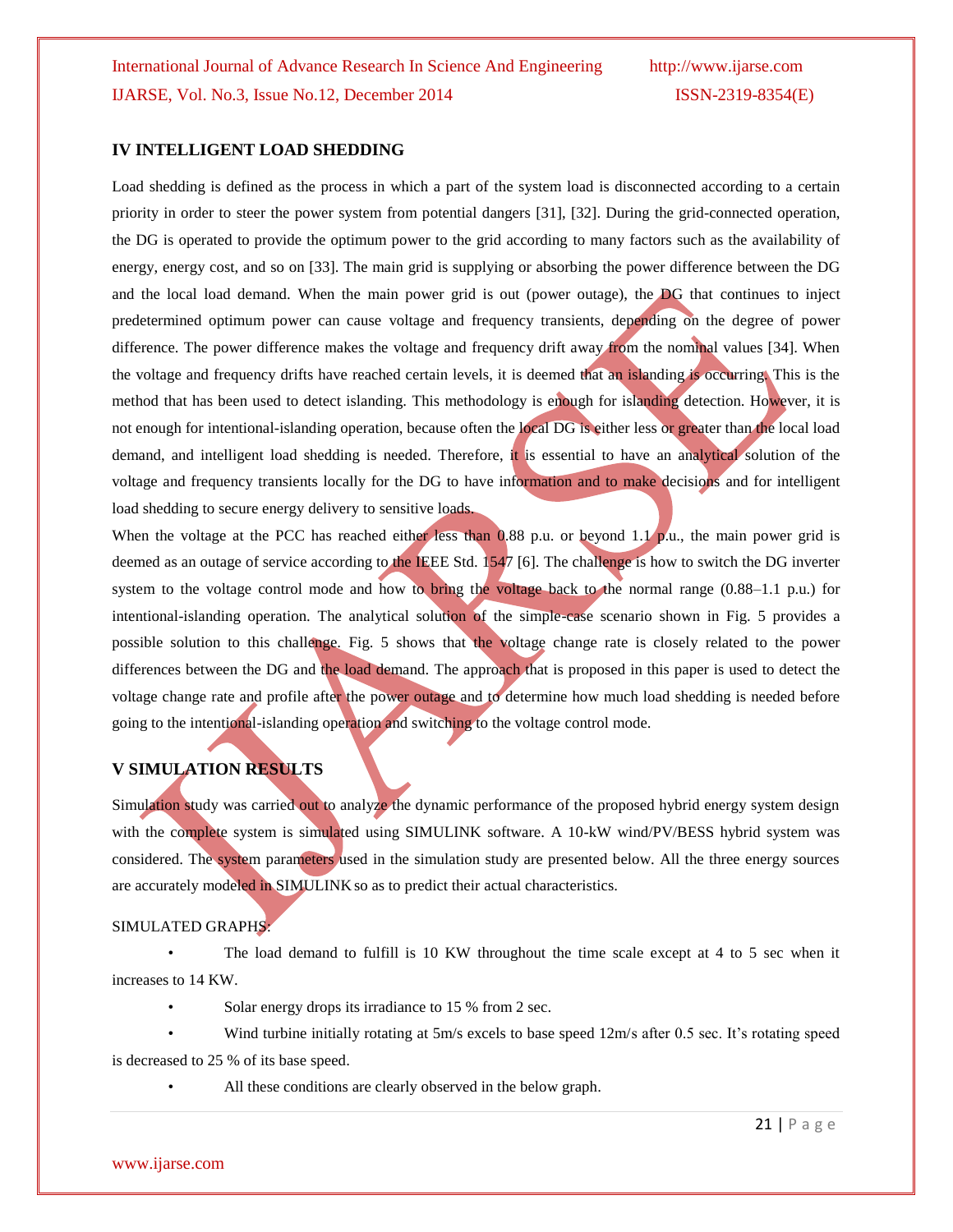## IV INTELLIGENT LOAD SHEDDING

Load shedding is defined as the process in which a part of the system load is disconnected according to a certain priority in order to steer the power system from potential dangers [31], [32]. During the grid-connected operation, the DG is operated to provide the optimum power to the grid according to many factors such as the availability of energy, energy cost, and so on [33]. The main grid is supplying or absorbing the power difference between the DG and the local load demand. When the main power grid is out (power outage), the DG that continues to inject predetermined optimum power can cause voltage and frequency transients, depending on the degree of power difference. The power difference makes the voltage and frequency drift away from the nominal values [34]. When the voltage and frequency drifts have reached certain levels, it is deemed that an islanding is occurring. This is the method that has been used to detect islanding. This methodology is enough for islanding detection. However, it is not enough for intentional-islanding operation, because often the local DG is either less or greater than the local load demand, and intelligent load shedding is needed. Therefore, it is essential to have an analytical solution of the voltage and frequency transients locally for the DG to have information and to make decisions and for intelligent load shedding to secure energy delivery to sensitive loads.

When the voltage at the PCC has reached either less than 0.88 p.u. or beyond 1.1 p.u., the main power grid is deemed as an outage of service according to the IEEE Std. 1547 [6]. The challenge is how to switch the DG inverter system to the voltage control mode and how to bring the voltage back to the normal range (0.88–1.1 p.u.) for intentional-islanding operation. The analytical solution of the simple-case scenario shown in Fig. 5 provides a possible solution to this challenge. Fig. 5 shows that the voltage change rate is closely related to the power differences between the DG and the load demand. The approach that is proposed in this paper is used to detect the voltage change rate and profile after the power outage and to determine how much load shedding is needed before going to the intentional-islanding operation and switching to the voltage control mode.

## V SIMULATION RESULTS

Simulation study was carried out to analyze the dynamic performance of the proposed hybrid energy system design with the complete system is simulated using SIMULINK software. A 10-kW wind/PV/BESS hybrid system was considered. The system parameters used in the simulation study are presented below. All the three energy sources are accurately modeled in SIMULINK so as to predict their actual characteristics.

SIMULATED GRAPHS:

- The load demand to fulfill is 10 KW throughout the time scale except at 4 to 5 sec when it increases to 14 KW.
- Solar energy drops its irradiance to 15 % from 2 sec.
- Wind turbine initially rotating at 5m/s excels to base speed 12m/s after 0.5 sec. It's rotating speed is decreased to 25 % of its base speed.
- All these conditions are clearly observed in the below graph.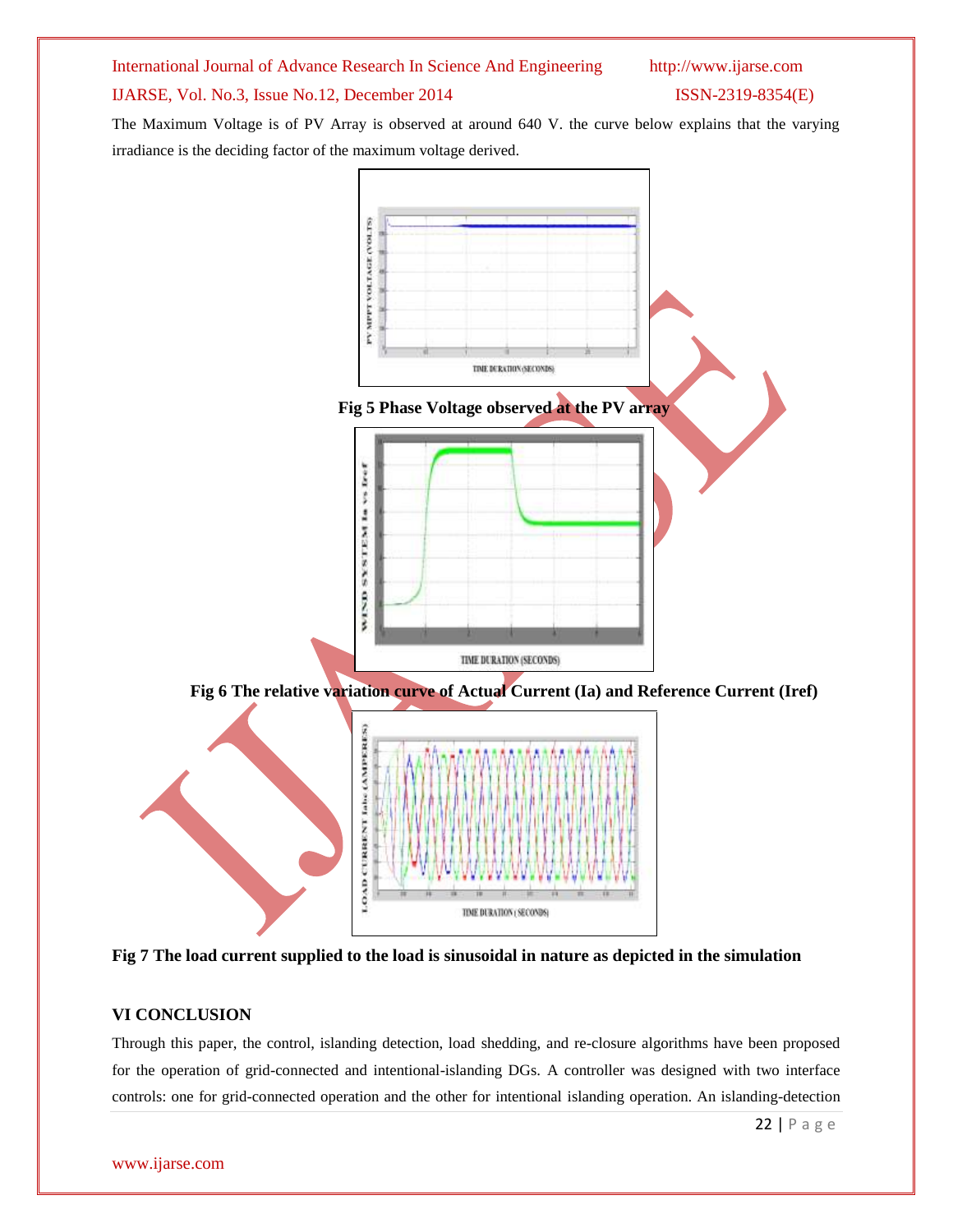The Maximum Voltage is of PV Array is observed at around 640 V. the curve below explains that the varying irradiance is the deciding factor of the maximum voltage derived.

**Fig 5 Phase Voltage observed at the PV array**

**Fig 6 The relative variation curve of Actual Current (Ia) and Reference Current (Iref)**

**Fig 7 The load current supplied to the load is sinusoidal in nature as depicted in the simulation**

## VI CONCLUSION

Through this paper, the control, islanding detection, load shedding, and re-closure algorithms have been proposed for the operation of grid-connected and intentional-islanding DGs. A controller was designed with two interface controls: one for grid-connected operation and the other for intentional islanding operation. An islanding-detection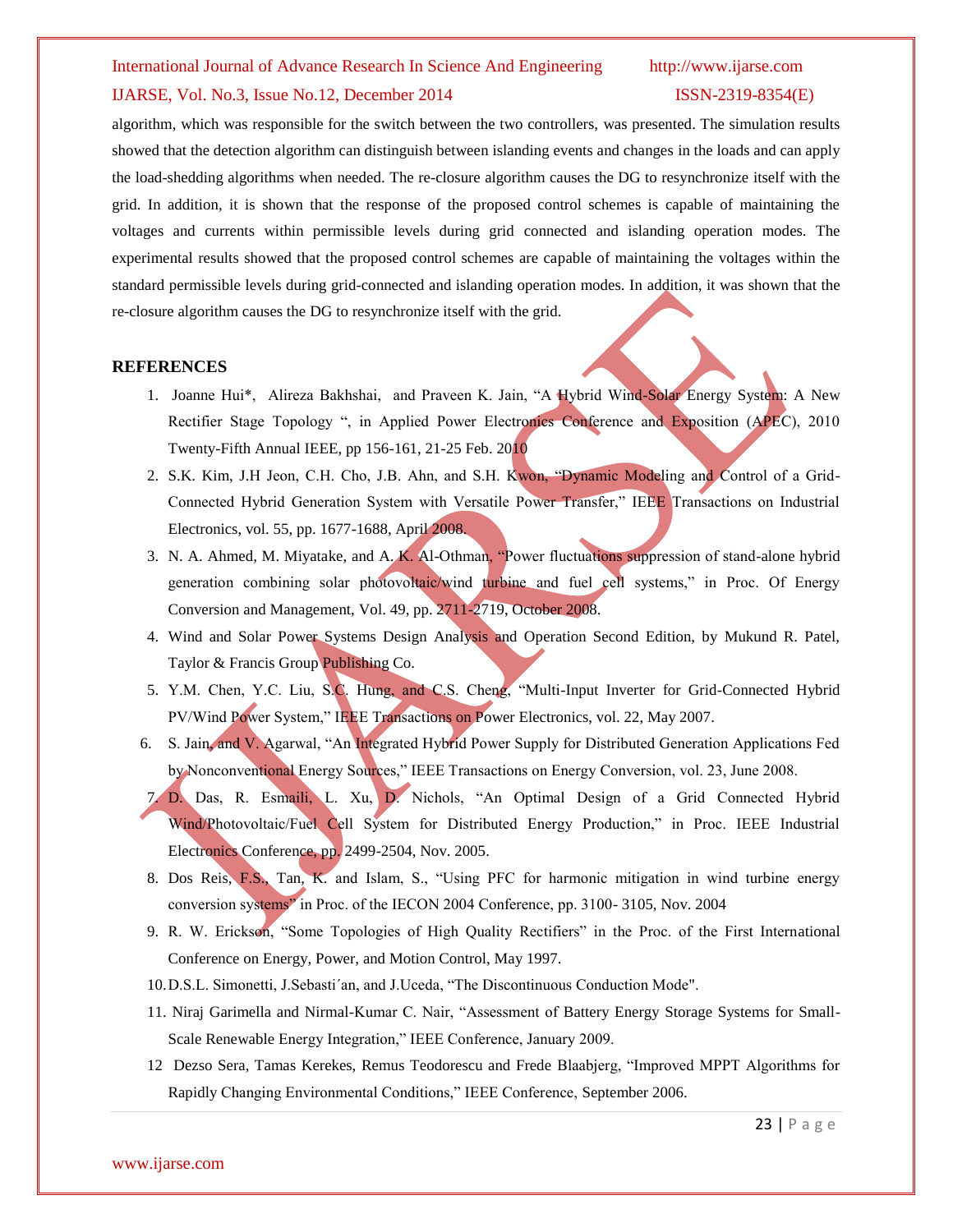algorithm, which was responsible for the switch between the two controllers, was presented. The simulation results showed that the detection algorithm can distinguish between islanding events and changes in the loads and can apply the load-shedding algorithms when needed. The re-closure algorithm causes the DG to resynchronize itself with the grid. In addition, it is shown that the response of the proposed control schemes is capable of maintaining the voltages and currents within permissible levels during grid connected and islanding operation modes. The experimental results showed that the proposed control schemes are capable of maintaining the voltages within the standard permissible levels during grid-connected and islanding operation modes. In addition, it was shown that the re-closure algorithm causes the DG to resynchronize itself with the grid.

## REFERENCES

1. Joanne Hui*, Alireza Bakhshai, and Praveen K. Jain, "A Hybrid Wind-Solar Energy System: A New Rectifier Stage Topology ", in Applied Power Electronics Conference and Exposition (APEC), 2010 Twenty-Fifth Annual IEEE, pp 156-161, 21-25 Feb. 2010
2. S.K. Kim, J.H Jeon, C.H. Cho, J.B. Ahn, and S.H. Kwon, "Dynamic Modeling and Control of a Grid-Connected Hybrid Generation System with Versatile Power Transfer," IEEE Transactions on Industrial Electronics, vol. 55, pp. 1677-1688, April 2008.
3. N. A. Ahmed, M. Miyatake, and A. K. Al-Othman, "Power fluctuations suppression of stand-alone hybrid generation combining solar photovoltaic/wind turbine and fuel cell systems," in Proc. Of Energy Conversion and Management, Vol. 49, pp. 2711-2719, October 2008.
4. Wind and Solar Power Systems Design Analysis and Operation Second Edition, by Mukund R. Patel, Taylor & Francis Group Publishing Co.
5. Y.M. Chen, Y.C. Liu, S.C. Hung, and C.S. Cheng, "Multi-Input Inverter for Grid-Connected Hybrid PV/Wind Power System," IEEE Transactions on Power Electronics, vol. 22, May 2007.
6. S. Jain, and V. Agarwal, "An Integrated Hybrid Power Supply for Distributed Generation Applications Fed by Nonconventional Energy Sources," IEEE Transactions on Energy Conversion, vol. 23, June 2008.
7. D. Das, R. Esmaili, L. Xu, D. Nichols, "An Optimal Design of a Grid Connected Hybrid Wind/Photovoltaic/Fuel Cell System for Distributed Energy Production," in Proc. IEEE Industrial Electronics Conference, pp. 2499-2504, Nov. 2005.
8. Dos Reis, F.S., Tan, K. and Islam, S., "Using PFC for harmonic mitigation in wind turbine energy conversion systems" in Proc. of the IECON 2004 Conference, pp. 3100- 3105, Nov. 2004
9. R. W. Erickson, "Some Topologies of High Quality Rectifiers" in the Proc. of the First International Conference on Energy, Power, and Motion Control, May 1997.
10. D.S.L. Simonetti, J.Sebasti´an, and J.Uceda, "The Discontinuous Conduction Mode".
11. Niraj Garimella and Nirmal-Kumar C. Nair, "Assessment of Battery Energy Storage Systems for Small-Scale Renewable Energy Integration," IEEE Conference, January 2009.
12. Dezso Sera, Tamas Kerekes, Remus Teodorescu and Frede Blaabjerg, "Improved MPPT Algorithms for Rapidly Changing Environmental Conditions," IEEE Conference, September 2006.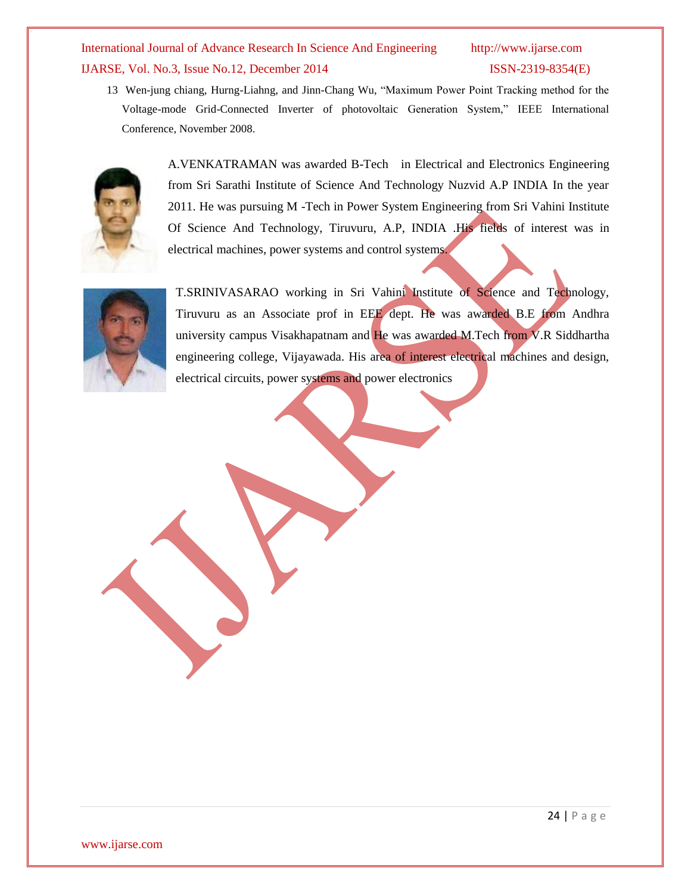13 Wen-jung chiang, Hurng-Liahng, and Jinn-Chang Wu, "Maximum Power Point Tracking method for the Voltage-mode Grid-Connected Inverter of photovoltaic Generation System," IEEE International Conference, November 2008.

A.VENKATRAMAN was awarded B-Tech in Electrical and Electronics Engineering from Sri Sarathi Institute of Science And Technology Nuzvid A.P INDIA In the year 2011. He was pursuing M -Tech in Power System Engineering from Sri Vahini Institute Of Science And Technology, Tiruvuru, A.P, INDIA .His fields of interest was in electrical machines, power systems and control systems.

T.SRINIVASARAO working in Sri Vahini Institute of Science and Technology, Tiruvuru as an Associate prof in EEE dept. He was awarded B.E from Andhra university campus Visakhapatnam and He was awarded M.Tech from V.R Siddhartha engineering college, Vijayawada. His area of interest electrical machines and design, electrical circuits, power systems and power electronics